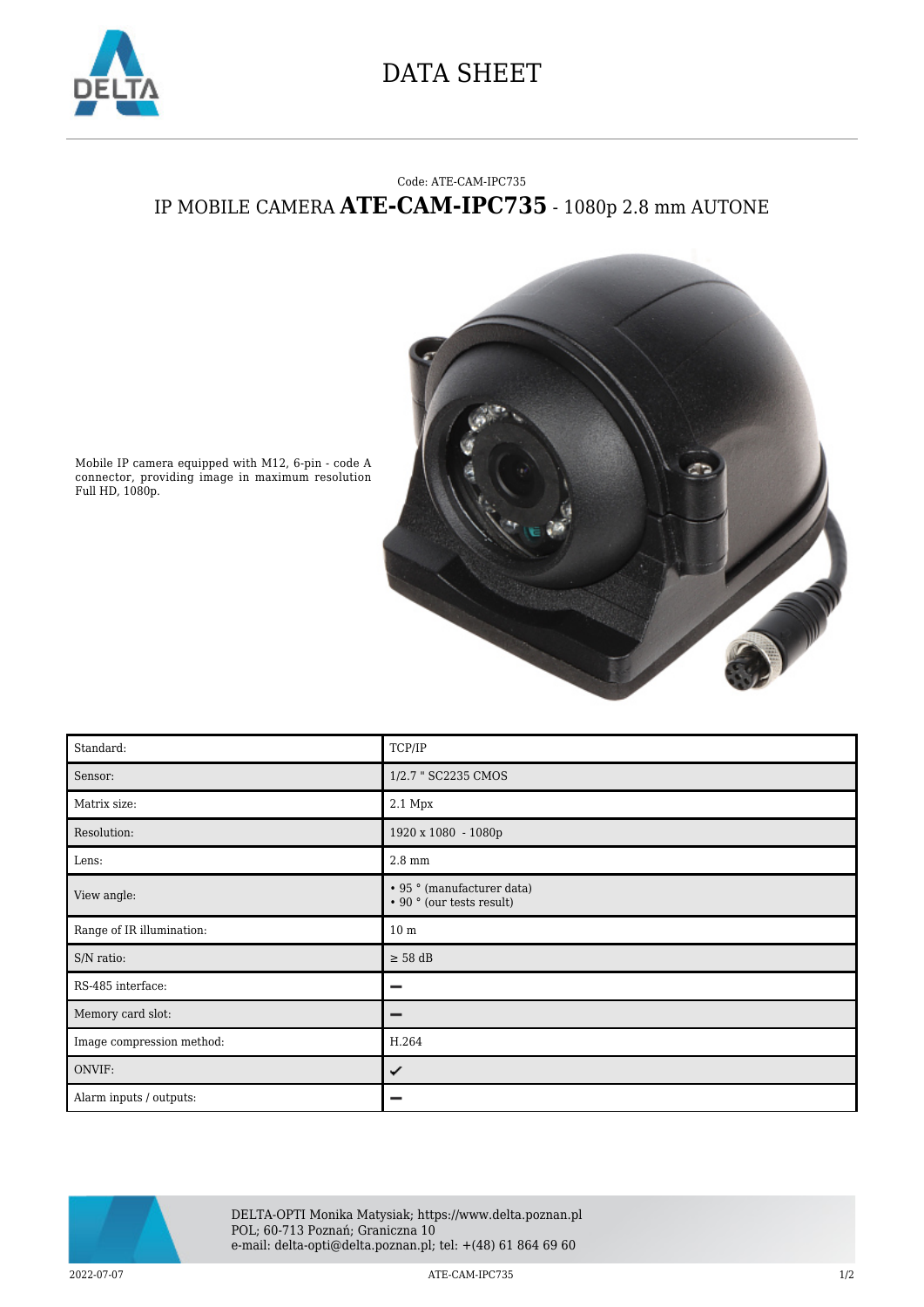# DATA SHEET

Code: ATE-CAM-IPC735

## IP MOBILE CAMERA **ATE-CAM-IPC735** - 1080p 2.8 mm AUTONE

Mobile IP camera equipped with M12, 6-pin - code A connector, providing image in maximum resolution Full HD, 1080p.

| | |
|---|---|
| Standard: | TCP/IP |
| Sensor: | 1/2.7 " SC2235 CMOS |
| Matrix size: | 2.1 Mpx |
| Resolution: | 1920 x 1080 - 1080p |
| Lens: | 2.8 mm |
| View angle: | • 95 ° (manufacturer data)<br>• 90 ° (our tests result) |
| Range of IR illumination: | 10 m |
| S/N ratio: | ≥ 58 dB |
| RS-485 interface: | ━ |
| Memory card slot: | ━ |
| Image compression method: | H.264 |
| ONVIF: | ✔ |
| Alarm inputs / outputs: | ━ |

DELTA-OPTI Monika Matysiak; https://www.delta.poznan.pl
POL; 60-713 Poznań; Graniczna 10
e-mail: delta-opti@delta.poznan.pl; tel: +(48) 61 864 69 60

2022-07-07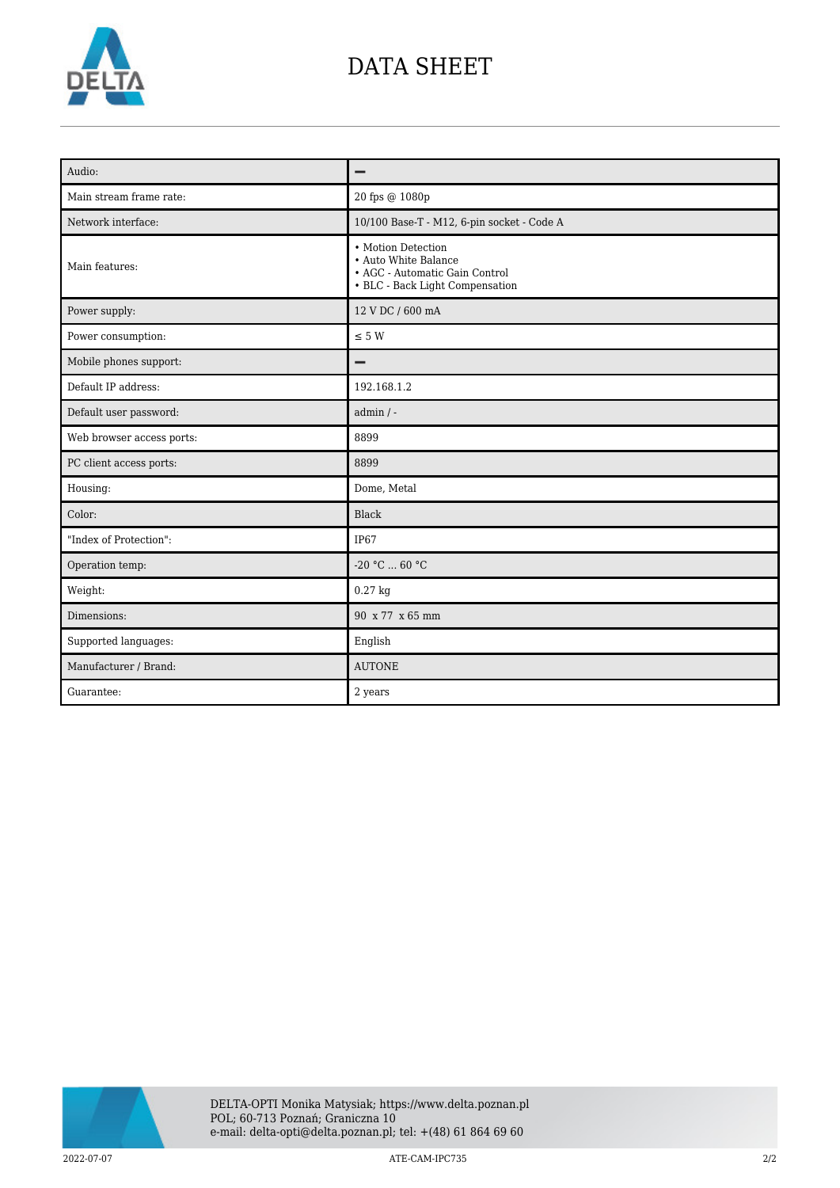# DATA SHEET

| | |
|---|---|
| Audio: | – |
| Main stream frame rate: | 20 fps @ 1080p |
| Network interface: | 10/100 Base-T - M12, 6-pin socket - Code A |
| Main features: | • Motion Detection<br>• Auto White Balance<br>• AGC - Automatic Gain Control<br>• BLC - Back Light Compensation |
| Power supply: | 12 V DC / 600 mA |
| Power consumption: | ≤ 5 W |
| Mobile phones support: | – |
| Default IP address: | 192.168.1.2 |
| Default user password: | admin / - |
| Web browser access ports: | 8899 |
| PC client access ports: | 8899 |
| Housing: | Dome, Metal |
| Color: | Black |
| "Index of Protection": | IP67 |
| Operation temp: | -20 °C ... 60 °C |
| Weight: | 0.27 kg |
| Dimensions: | 90 x 77 x 65 mm |
| Supported languages: | English |
| Manufacturer / Brand: | AUTONE |
| Guarantee: | 2 years |

DELTA-OPTI Monika Matysiak; https://www.delta.poznan.pl
POL; 60-713 Poznań; Graniczna 10
e-mail: delta-opti@delta.poznan.pl; tel: +(48) 61 864 69 60

2022-07-07 ATE-CAM-IPC735